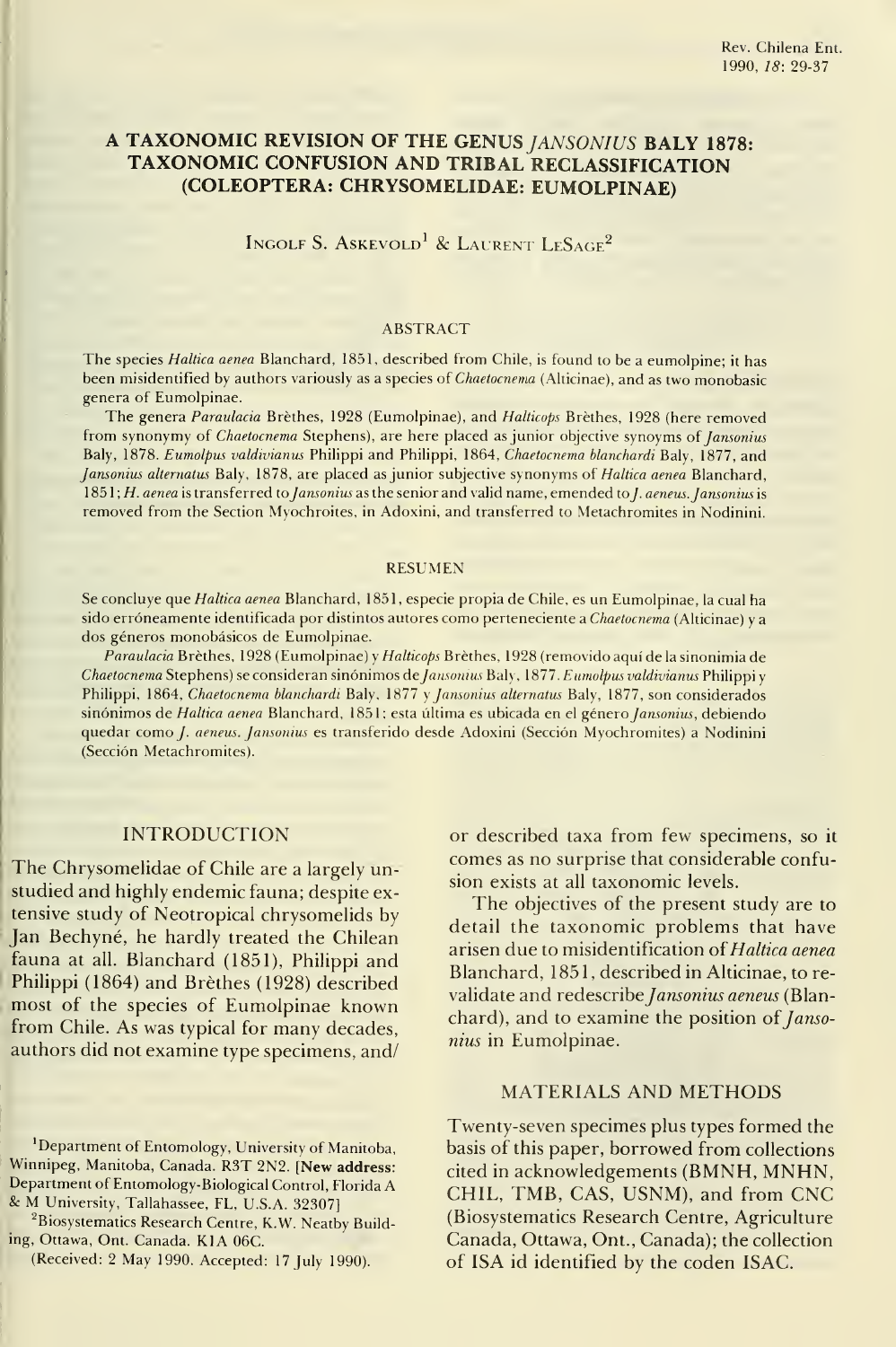# A TAXONOMIC REVISION OF THE GENUS *JANSONIUS* BALY 1878: TAXONOMIC CONFUSION AND TRIBAL RECLASSIFICATION (COLEOPTERA: CHRYSOMELIDAE: EUMOLPINAE)

INGOLF S. ASKEVOLD[1] & LAURENT LESAGE[2]

## ABSTRACT

The species *Haltica aenea* Blanchard, 1851, described from Chile, is found to be a eumolpine; it has been misidentified by authors variously as a species of *Chaetocnema* (Alticinae), and as two monobasic genera of Eumolpinae.

The genera *Paraulacia* Brèthes, 1928 (Eumolpinae), and *Halticops* Brèthes, 1928 (here removed from synonymy of *Chaetocnema* Stephens), are here placed as junior objective synoyms of *Jansonius* Baly, 1878. *Eumolpus valdivianus* Philippi and Philippi, 1864, *Chaetocnema blanchardi* Baly, 1877, and *Jansonius alternatus* Baly, 1878, are placed as junior subjective synonyms of *Haltica aenea* Blanchard, 1851; *H. aenea* is transferred to *Jansonius* as the senior and valid name, emended to *J. aeneus*. *Jansonius* is removed from the Section Myochroites, in Adoxini, and transferred to Metachromites in Nodinini.

## RESUMEN

Se concluye que *Haltica aenea* Blanchard, 1851, especie propia de Chile, es un Eumolpinae, la cual ha sido erróneamente identificada por distintos autores como perteneciente a *Chaetocnema* (Alticinae) y a dos géneros monobásicos de Eumolpinae.

*Paraulacia* Brèthes, 1928 (Eumolpinae) y *Halticops* Brèthes, 1928 (removido aquí de la sinonimia de *Chaetocnema* Stephens) se consideran sinónimos de *Jansonius* Baly, 1877. *Eumolpus valdivianus* Philippi y Philippi, 1864, *Chaetocnema blanchardi* Baly, 1877 y *Jansonius alternatus* Baly, 1877, son considerados sinónimos de *Haltica aenea* Blanchard, 1851; esta última es ubicada en el género *Jansonius*, debiendo quedar como *J. aeneus*. *Jansonius* es transferido desde Adoxini (Sección Myochromites) a Nodinini (Sección Metachromites).

## INTRODUCTION

The Chrysomelidae of Chile are a largely unstudied and highly endemic fauna; despite extensive study of Neotropical chrysomelids by Jan Bechyné, he hardly treated the Chilean fauna at all. Blanchard (1851), Philippi and Philippi (1864) and Brèthes (1928) described most of the species of Eumolpinae known from Chile. As was typical for many decades, authors did not examine type specimens, and/or described taxa from few specimens, so it comes as no surprise that considerable confusion exists at all taxonomic levels.

The objectives of the present study are to detail the taxonomic problems that have arisen due to misidentification of *Haltica aenea* Blanchard, 1851, described in Alticinae, to revalidate and redescribe *Jansonius aeneus* (Blanchard), and to examine the position of *Jansonius* in Eumolpinae.

## MATERIALS AND METHODS

Twenty-seven specimes plus types formed the basis of this paper, borrowed from collections cited in acknowledgements (BMNH, MNHN, CHIL, TMB, CAS, USNM), and from CNC (Biosystematics Research Centre, Agriculture Canada, Ottawa, Ont., Canada); the collection of ISA id identified by the coden ISAC.

---

[1]Department of Entomology, University of Manitoba, Winnipeg, Manitoba, Canada. R3T 2N2. [**New address:** Department of Entomology-Biological Control, Florida A & M University, Tallahassee, FL, U.S.A. 32307]

[2]Biosystematics Research Centre, K.W. Neatby Building, Ottawa, Ont. Canada. K1A 06C.

(Received: 2 May 1990. Accepted: 17 July 1990).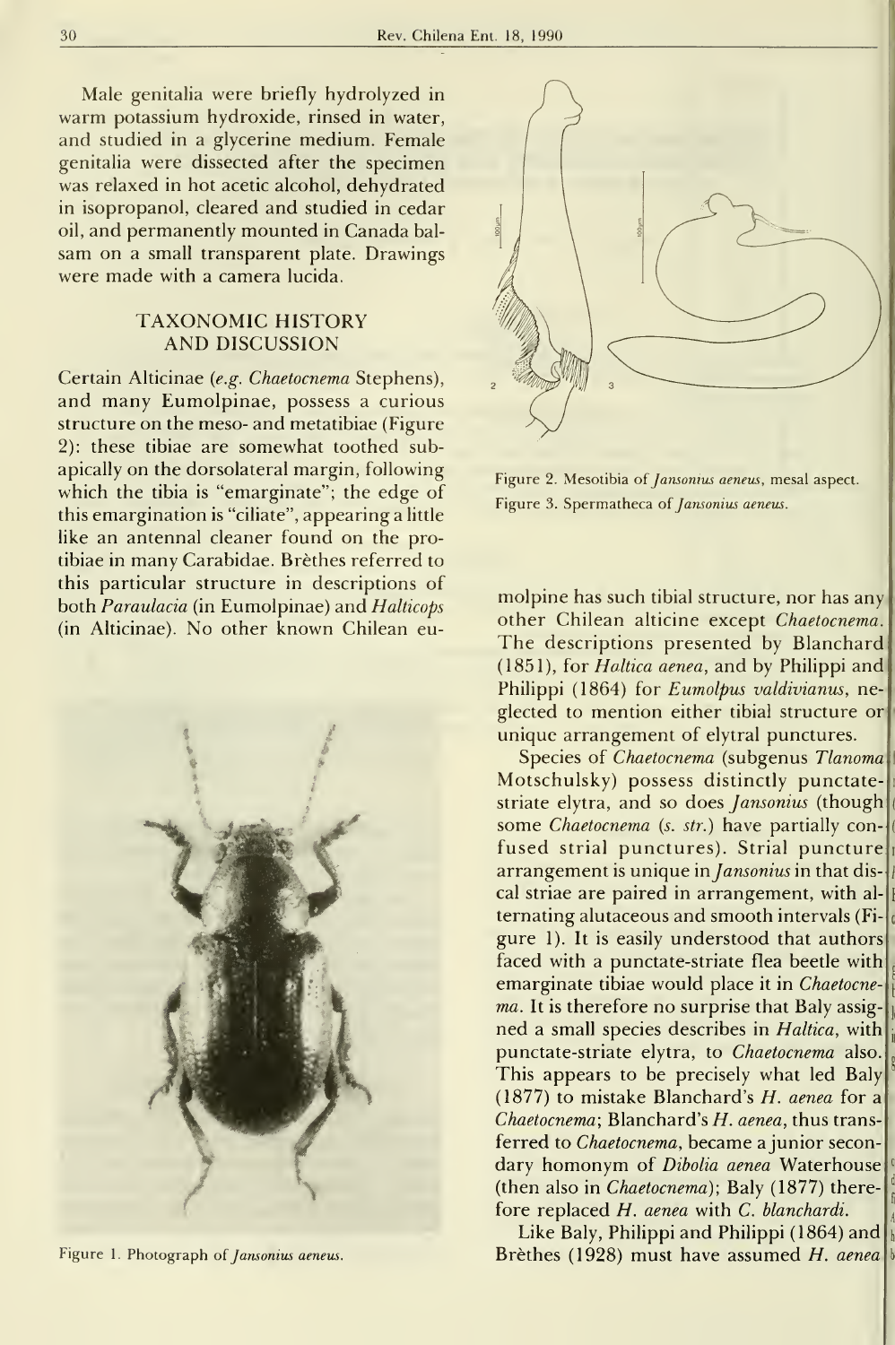Male genitalia were briefly hydrolyzed in warm potassium hydroxide, rinsed in water, and studied in a glycerine medium. Female genitalia were dissected after the specimen was relaxed in hot acetic alcohol, dehydrated in isopropanol, cleared and studied in cedar oil, and permanently mounted in Canada balsam on a small transparent plate. Drawings were made with a camera lucida.

## TAXONOMIC HISTORY AND DISCUSSION

Certain Alticinae (*e.g. Chaetocnema* Stephens), and many Eumolpinae, possess a curious structure on the meso- and metatibiae (Figure 2): these tibiae are somewhat toothed subapically on the dorsolateral margin, following which the tibia is "emarginate"; the edge of this emargination is "ciliate", appearing a little like an antennal cleaner found on the protibiae in many Carabidae. Brèthes referred to this particular structure in descriptions of both *Paraulacia* (in Eumolpinae) and *Halticops* (in Alticinae). No other known Chilean eumolpine has such tibial structure, nor has any other Chilean alticine except *Chaetocnema*. The descriptions presented by Blanchard (1851), for *Haltica aenea*, and by Philippi and Philippi (1864) for *Eumolpus valdivianus*, neglected to mention either tibial structure or unique arrangement of elytral punctures.

Figure 1. Photograph of *Jansonius aeneus*.

Figure 2. Mesotibia of *Jansonius aeneus*, mesal aspect.

Figure 3. Spermatheca of *Jansonius aeneus*.

Species of *Chaetocnema* (subgenus *Tlanoma* Motschulsky) possess distinctly punctate-striate elytra, and so does *Jansonius* (though some *Chaetocnema* (*s. str.*) have partially confused strial punctures). Strial puncture arrangement is unique in *Jansonius* in that discal striae are paired in arrangement, with alternating alutaceous and smooth intervals (Figure 1). It is easily understood that authors faced with a punctate-striate flea beetle with emarginate tibiae would place it in *Chaetocnema*. It is therefore no surprise that Baly assigned a small species describes in *Haltica*, with punctate-striate elytra, to *Chaetocnema* also. This appears to be precisely what led Baly (1877) to mistake Blanchard's *H. aenea* for a *Chaetocnema*; Blanchard's *H. aenea*, thus transferred to *Chaetocnema*, became a junior secondary homonym of *Dibolia aenea* Waterhouse (then also in *Chaetocnema*); Baly (1877) therefore replaced *H. aenea* with *C. blanchardi*.

Like Baly, Philippi and Philippi (1864) and Brèthes (1928) must have assumed *H. aenea*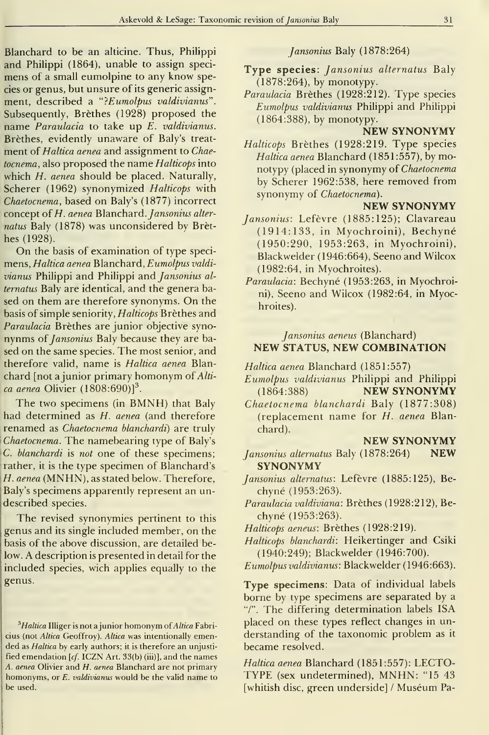Blanchard to be an alticine. Thus, Philippi and Philippi (1864), unable to assign specimens of a small eumolpine to any know species or genus, but unsure of its generic assignment, described a "*?Eumolpus valdivianus*". Subsequently, Brèthes (1928) proposed the name *Paraulacia* to take up *E. valdivianus*. Brèthes, evidently unaware of Baly's treatment of *Haltica aenea* and assignment to *Chaetocnema*, also proposed the name *Halticops* into which *H. aenea* should be placed. Naturally, Scherer (1962) synonymized *Halticops* with *Chaetocnema*, based on Baly's (1877) incorrect concept of *H. aenea* Blanchard. *Jansonius alternatus* Baly (1878) was unconsidered by Brèthes (1928).

On the basis of examination of type specimens, *Haltica aenea* Blanchard, *Eumolpus valdivianus* Philippi and Philippi and *Jansonius alternatus* Baly are identical, and the genera based on them are therefore synonyms. On the basis of simple seniority, *Halticops* Brèthes and *Paraulacia* Brèthes are junior objective synonynms of *Jansonius* Baly because they are based on the same species. The most senior, and therefore valid, name is *Haltica aenea* Blanchard [not a junior primary homonym of *Altica aenea* Olivier (1808:690)][3].

The two specimens (in BMNH) that Baly had determined as *H. aenea* (and therefore renamed as *Chaetocnema blanchardi*) are truly *Chaetocnema*. The namebearing type of Baly's *C. blanchardi* is *not* one of these specimens; rather, it is the type specimen of Blanchard's *H. aenea* (MNHN), as stated below. Therefore, Baly's specimens apparently represent an undescribed species.

The revised synonymies pertinent to this genus and its single included member, on the basis of the above discussion, are detailed below. A description is presented in detail for the included species, wich applies equally to the genus.

[3] *Haltica* Illiger is not a junior homonym of *Altica* Fabricius (not *Altica* Geoffroy). *Altica* was intentionally emended as *Haltica* by early authors; it is therefore an unjustified emendation [*cf.* ICZN Art. 33(b) (iii)], and the names *A. aenea* Olivier and *H. aenea* Blanchard are not primary homonyms, or *E. valdivianus* would be the valid name to be used.

*Jansonius* Baly (1878:264)

**Type species**: *Jansonius alternatus* Baly (1878:264), by monotypy.

*Paraulacia* Brèthes (1928:212). Type species *Eumolpus valdivianus* Philippi and Philippi (1864:388), by monotypy.
**NEW SYNONYMY**

*Halticops* Brèthes (1928:219. Type species *Haltica aenea* Blanchard (1851:557), by monotypy (placed in synonymy of *Chaetocnema* by Scherer 1962:538, here removed from synonymy of *Chaetocnema*).
**NEW SYNONYMY**

*Jansonius*: Lefèvre (1885:125); Clavareau (1914:133, in Myochroini), Bechyné (1950:290, 1953:263, in Myochroini), Blackwelder (1946:664), Seeno and Wilcox (1982:64, in Myochroites).

*Paraulacia*: Bechyné (1953:263, in Myochroini), Seeno and Wilcox (1982:64, in Myochroites).

*Jansonius aeneus* (Blanchard)
**NEW STATUS, NEW COMBINATION**

*Haltica aenea* Blanchard (1851:557)

*Eumolpus valdivianus* Philippi and Philippi (1864:388) **NEW SYNONYMY**

*Chaetocnema blanchardi* Baly (1877:308) (replacement name for *H. aenea* Blanchard).
**NEW SYNONYMY**

*Jansonius alternatus* Baly (1878:264) **NEW SYNONYMY**

*Jansonius alternatus*: Lefèvre (1885:125), Bechyné (1953:263).

*Paraulacia valdiviana*: Brèthes (1928:212), Bechyné (1953:263).

*Halticops aeneus*: Brèthes (1928:219).

*Halticops blanchardi*: Heikertinger and Csiki (1940:249); Blackwelder (1946:700).

*Eumolpus valdivianus*: Blackwelder (1946:663).

**Type specimens**: Data of individual labels borne by type specimens are separated by a "/". The differing determination labels ISA placed on these types reflect changes in understanding of the taxonomic problem as it became resolved.

*Haltica aenea* Blanchard (1851:557): LECTOTYPE (sex undetermined), MNHN: "15 43 [whitish disc, green underside] / Muséum Pa-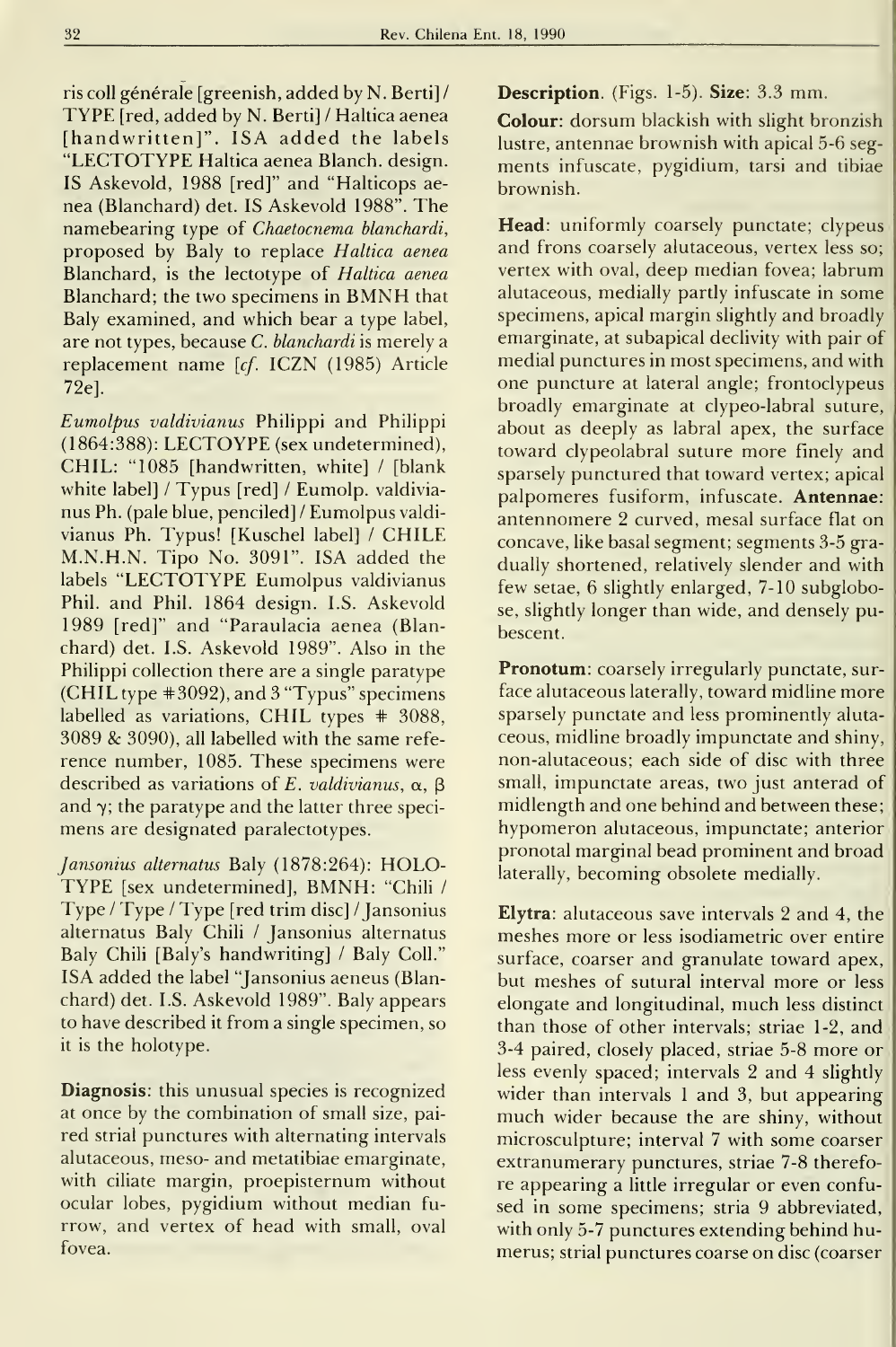ris coll générale [greenish, added by N. Berti] / TYPE [red, added by N. Berti] / Haltica aenea [handwritten]". ISA added the labels "LECTOTYPE Haltica aenea Blanch. design. IS Askevold, 1988 [red]" and "Halticops aenea (Blanchard) det. IS Askevold 1988". The namebearing type of *Chaetocnema blanchardi*, proposed by Baly to replace *Haltica aenea* Blanchard, is the lectotype of *Haltica aenea* Blanchard; the two specimens in BMNH that Baly examined, and which bear a type label, are not types, because *C. blanchardi* is merely a replacement name [*cf.* ICZN (1985) Article 72e].

*Eumolpus valdivianus* Philippi and Philippi (1864:388): LECTOYPE (sex undetermined), CHIL: "1085 [handwritten, white] / [blank white label] / Typus [red] / Eumolp. valdivianus Ph. (pale blue, penciled] / Eumolpus valdivianus Ph. Typus! [Kuschel label] / CHILE M.N.H.N. Tipo No. 3091". ISA added the labels "LECTOTYPE Eumolpus valdivianus Phil. and Phil. 1864 design. I.S. Askevold 1989 [red]" and "Paraulacia aenea (Blanchard) det. I.S. Askevold 1989". Also in the Philippi collection there are a single paratype (CHIL type #3092), and 3 "Typus" specimens labelled as variations, CHIL types # 3088, 3089 & 3090), all labelled with the same reference number, 1085. These specimens were described as variations of *E. valdivianus*, α, β and γ; the paratype and the latter three specimens are designated paralectotypes.

*Jansonius alternatus* Baly (1878:264): HOLOTYPE [sex undetermined], BMNH: "Chili / Type / Type / Type [red trim disc] / Jansonius alternatus Baly Chili / Jansonius alternatus Baly Chili [Baly's handwriting] / Baly Coll." ISA added the label "Jansonius aeneus (Blanchard) det. I.S. Askevold 1989". Baly appears to have described it from a single specimen, so it is the holotype.

**Diagnosis**: this unusual species is recognized at once by the combination of small size, paired strial punctures with alternating intervals alutaceous, meso- and metatibiae emarginate, with ciliate margin, proepisternum without ocular lobes, pygidium without median furrow, and vertex of head with small, oval fovea.

**Description**. (Figs. 1-5). **Size**: 3.3 mm.

**Colour**: dorsum blackish with slight bronzish lustre, antennae brownish with apical 5-6 segments infuscate, pygidium, tarsi and tibiae brownish.

**Head**: uniformly coarsely punctate; clypeus and frons coarsely alutaceous, vertex less so; vertex with oval, deep median fovea; labrum alutaceous, medially partly infuscate in some specimens, apical margin slightly and broadly emarginate, at subapical declivity with pair of medial punctures in most specimens, and with one puncture at lateral angle; frontoclypeus broadly emarginate at clypeo-labral suture, about as deeply as labral apex, the surface toward clypeolabral suture more finely and sparsely punctured that toward vertex; apical palpomeres fusiform, infuscate. **Antennae**: antennomere 2 curved, mesal surface flat on concave, like basal segment; segments 3-5 gradually shortened, relatively slender and with few setae, 6 slightly enlarged, 7-10 subglobose, slightly longer than wide, and densely pubescent.

**Pronotum**: coarsely irregularly punctate, surface alutaceous laterally, toward midline more sparsely punctate and less prominently alutaceous, midline broadly impunctate and shiny, non-alutaceous; each side of disc with three small, impunctate areas, two just anterad of midlength and one behind and between these; hypomeron alutaceous, impunctate; anterior pronotal marginal bead prominent and broad laterally, becoming obsolete medially.

**Elytra**: alutaceous save intervals 2 and 4, the meshes more or less isodiametric over entire surface, coarser and granulate toward apex, but meshes of sutural interval more or less elongate and longitudinal, much less distinct than those of other intervals; striae 1-2, and 3-4 paired, closely placed, striae 5-8 more or less evenly spaced; intervals 2 and 4 slightly wider than intervals 1 and 3, but appearing much wider because the are shiny, without microsculpture; interval 7 with some coarser extranumerary punctures, striae 7-8 therefore appearing a little irregular or even confused in some specimens; stria 9 abbreviated, with only 5-7 punctures extending behind humerus; strial punctures coarse on disc (coarser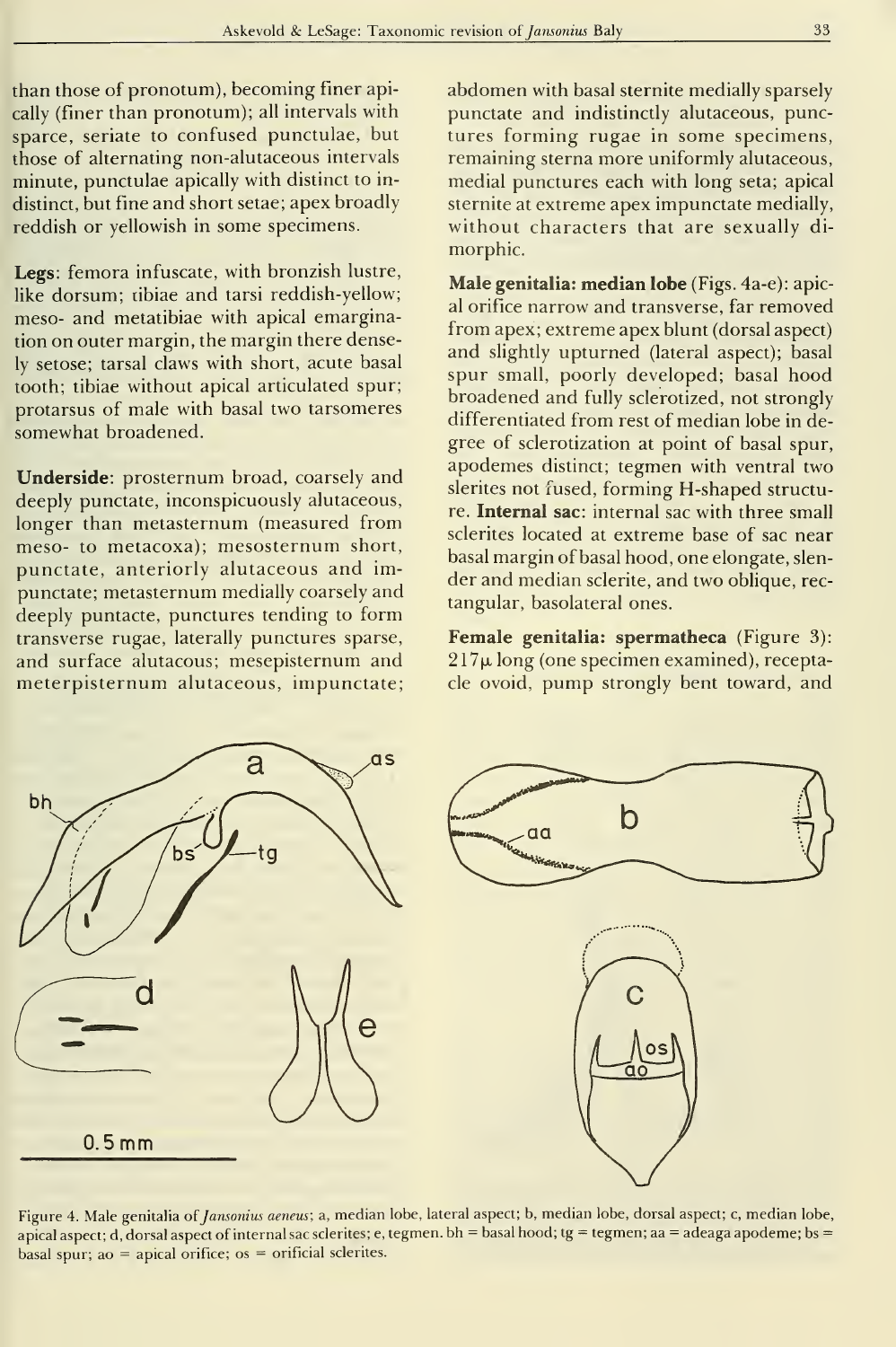than those of pronotum), becoming finer apically (finer than pronotum); all intervals with sparce, seriate to confused punctulae, but those of alternating non-alutaceous intervals minute, punctulae apically with distinct to indistinct, but fine and short setae; apex broadly reddish or yellowish in some specimens.

**Legs**: femora infuscate, with bronzish lustre, like dorsum; tibiae and tarsi reddish-yellow; meso- and metatibiae with apical emargination on outer margin, the margin there densely setose; tarsal claws with short, acute basal tooth; tibiae without apical articulated spur; protarsus of male with basal two tarsomeres somewhat broadened.

**Underside**: prosternum broad, coarsely and deeply punctate, inconspicuously alutaceous, longer than metasternum (measured from meso- to metacoxa); mesosternum short, punctate, anteriorly alutaceous and impunctate; metasternum medially coarsely and deeply puntacte, punctures tending to form transverse rugae, laterally punctures sparse, and surface alutacous; mesepisternum and meterpisternum alutaceous, impunctate; abdomen with basal sternite medially sparsely punctate and indistinctly alutaceous, punctures forming rugae in some specimens, remaining sterna more uniformly alutaceous, medial punctures each with long seta; apical sternite at extreme apex impunctate medially, without characters that are sexually dimorphic.

**Male genitalia: median lobe** (Figs. 4a-e): apical orifice narrow and transverse, far removed from apex; extreme apex blunt (dorsal aspect) and slightly upturned (lateral aspect); basal spur small, poorly developed; basal hood broadened and fully sclerotized, not strongly differentiated from rest of median lobe in degree of sclerotization at point of basal spur, apodemes distinct; tegmen with ventral two slerites not fused, forming H-shaped structure. **Internal sac**: internal sac with three small sclerites located at extreme base of sac near basal margin of basal hood, one elongate, slender and median sclerite, and two oblique, rectangular, basolateral ones.

**Female genitalia: spermatheca** (Figure 3): 217μ long (one specimen examined), receptacle ovoid, pump strongly bent toward, and

Figure 4. Male genitalia of *Jansonius aeneus*; a, median lobe, lateral aspect; b, median lobe, dorsal aspect; c, median lobe, apical aspect; d, dorsal aspect of internal sac sclerites; e, tegmen. bh = basal hood; tg = tegmen; aa = adeaga apodeme; bs = basal spur; ao = apical orifice; os = orificial sclerites.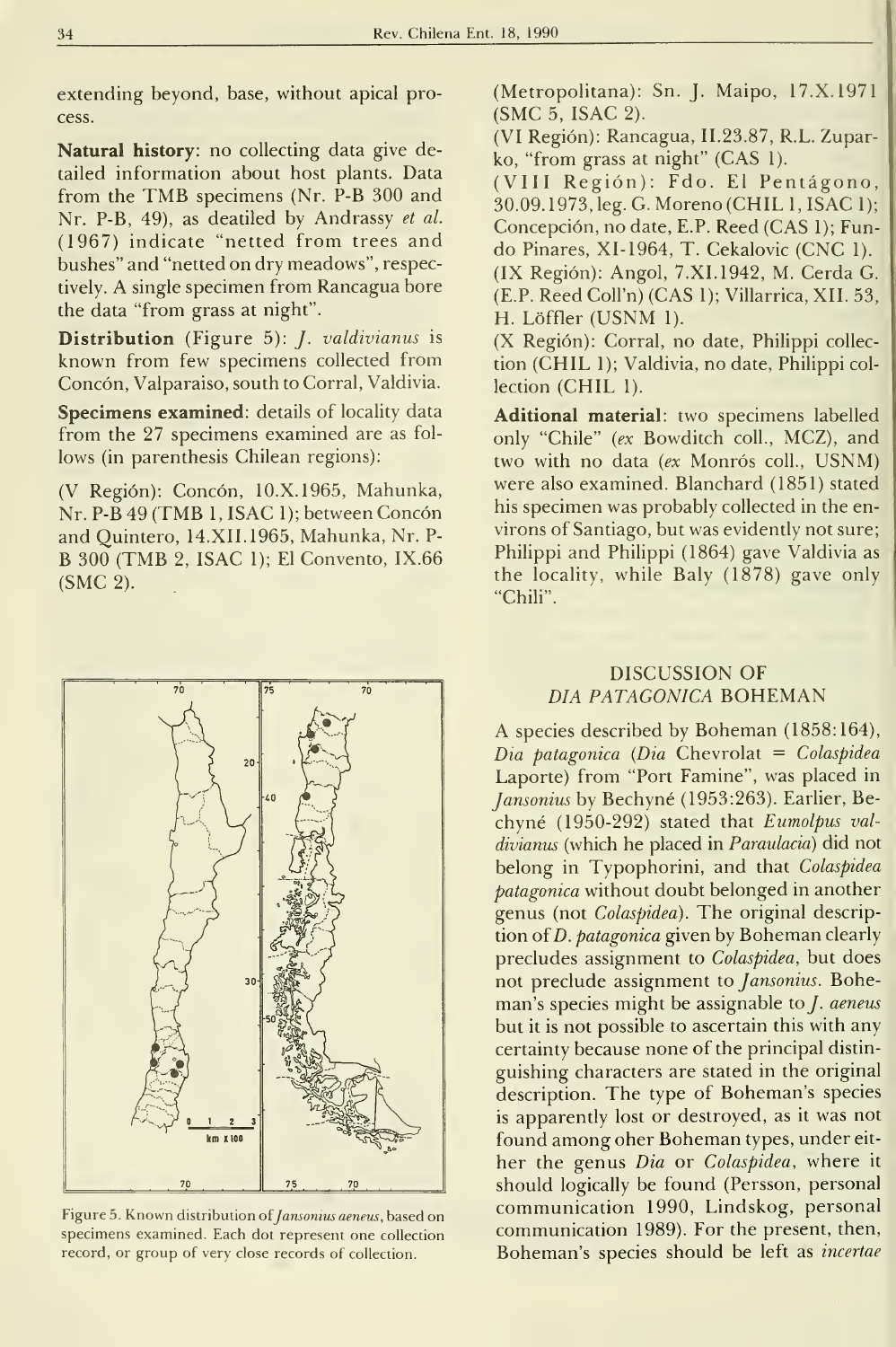extending beyond, base, without apical process.

**Natural history**: no collecting data give detailed information about host plants. Data from the TMB specimens (Nr. P-B 300 and Nr. P-B, 49), as deatiled by Andrassy *et al.* (1967) indicate "netted from trees and bushes" and "netted on dry meadows", respectively. A single specimen from Rancagua bore the data "from grass at night".

**Distribution** (Figure 5): *J. valdivianus* is known from few specimens collected from Concón, Valparaiso, south to Corral, Valdivia.

**Specimens examined**: details of locality data from the 27 specimens examined are as follows (in parenthesis Chilean regions):

(V Región): Concón, 10.X.1965, Mahunka, Nr. P-B 49 (TMB 1, ISAC 1); between Concón and Quintero, 14.XII.1965, Mahunka, Nr. P-B 300 (TMB 2, ISAC 1); El Convento, IX.66 (SMC 2).

Figure 5. Known distribution of *Jansonius aeneus*, based on specimens examined. Each dot represent one collection record, or group of very close records of collection.

(Metropolitana): Sn. J. Maipo, 17.X.1971 (SMC 5, ISAC 2).

(VI Región): Rancagua, II.23.87, R.L. Zuparko, "from grass at night" (CAS 1).

(VIII Región): Fdo. El Pentágono, 30.09.1973, leg. G. Moreno (CHIL 1, ISAC 1); Concepción, no date, E.P. Reed (CAS 1); Fundo Pinares, XI-1964, T. Cekalovic (CNC 1).

(IX Región): Angol, 7.XI.1942, M. Cerda G. (E.P. Reed Coll'n) (CAS 1); Villarrica, XII. 53, H. Löffler (USNM 1).

(X Región): Corral, no date, Philippi collection (CHIL 1); Valdivia, no date, Philippi collection (CHIL 1).

**Aditional material**: two specimens labelled only "Chile" (*ex* Bowditch coll., MCZ), and two with no data (*ex* Monrós coll., USNM) were also examined. Blanchard (1851) stated his specimen was probably collected in the environs of Santiago, but was evidently not sure; Philippi and Philippi (1864) gave Valdivia as the locality, while Baly (1878) gave only "Chili".

## DISCUSSION OF *DIA PATAGONICA* BOHEMAN

A species described by Boheman (1858:164), *Dia patagonica* (*Dia* Chevrolat = *Colaspidea* Laporte) from "Port Famine", was placed in *Jansonius* by Bechyné (1953:263). Earlier, Bechyné (1950-292) stated that *Eumolpus valdivianus* (which he placed in *Paraulacia*) did not belong in Typophorini, and that *Colaspidea patagonica* without doubt belonged in another genus (not *Colaspidea*). The original description of *D. patagonica* given by Boheman clearly precludes assignment to *Colaspidea*, but does not preclude assignment to *Jansonius*. Boheman's species might be assignable to *J. aeneus* but it is not possible to ascertain this with any certainty because none of the principal distinguishing characters are stated in the original description. The type of Boheman's species is apparently lost or destroyed, as it was not found among oher Boheman types, under either the genus *Dia* or *Colaspidea*, where it should logically be found (Persson, personal communication 1990, Lindskog, personal communication 1989). For the present, then, Boheman's species should be left as *incertae*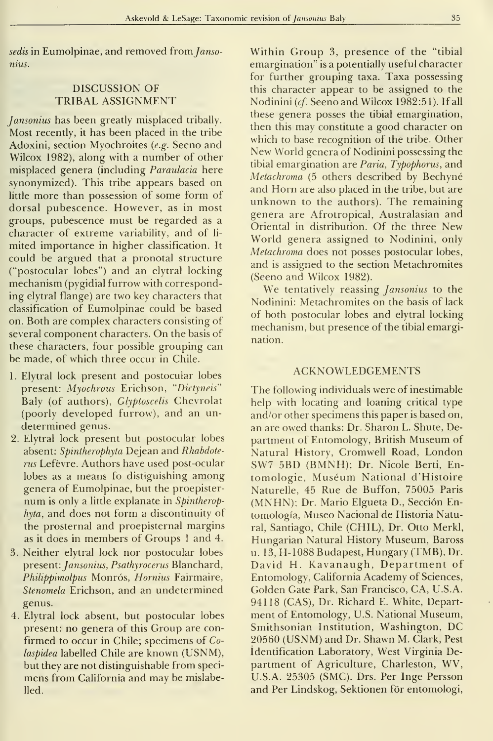*sedis* in Eumolpinae, and removed from *Jansonius*.

## DISCUSSION OF TRIBAL ASSIGNMENT

*Jansonius* has been greatly misplaced tribally. Most recently, it has been placed in the tribe Adoxini, section Myochroites (*e.g.* Seeno and Wilcox 1982), along with a number of other misplaced genera (including *Paraulacia* here synonymized). This tribe appears based on little more than possession of some form of dorsal pubescence. However, as in most groups, pubescence must be regarded as a character of extreme variability, and of limited importance in higher classification. It could be argued that a pronotal structure ("postocular lobes") and an elytral locking mechanism (pygidial furrow with corresponding elytral flange) are two key characters that classification of Eumolpinae could be based on. Both are complex characters consisting of several component characters. On the basis of these characters, four possible grouping can be made, of which three occur in Chile.

1. Elytral lock present and postocular lobes present: *Myochrous* Erichson, "*Dictyneis*" Baly (of authors), *Glyptoscelis* Chevrolat (poorly developed furrow), and an undetermined genus.
2. Elytral lock present but postocular lobes absent: *Spintherophyta* Dejean and *Rhabdoterus* Lefèvre. Authors have used post-ocular lobes as a means fo distiguishing among genera of Eumolpinae, but the proepisternum is only a little explanate in *Spintherophyta*, and does not form a discontinuity of the prosternal and proepisternal margins as it does in members of Groups 1 and 4.
3. Neither elytral lock nor postocular lobes present: *Jansonius*, *Psathyrocerus* Blanchard, *Philippimolpus* Monrós, *Hornius* Fairmaire, *Stenomela* Erichson, and an undetermined genus.
4. Elytral lock absent, but postocular lobes present: no genera of this Group are confirmed to occur in Chile; specimens of *Colaspidea* labelled Chile are known (USNM), but they are not distinguishable from specimens from California and may be mislabelled.

Within Group 3, presence of the "tibial emargination" is a potentially useful character for further grouping taxa. Taxa possessing this character appear to be assigned to the Nodinini (*cf.* Seeno and Wilcox 1982:51). If all these genera posses the tibial emargination, then this may constitute a good character on which to base recognition of the tribe. Other New World genera of Nodinini possessing the tibial emargination are *Paria*, *Typophorus*, and *Metachroma* (5 others described by Bechyné and Horn are also placed in the tribe, but are unknown to the authors). The remaining genera are Afrotropical, Australasian and Oriental in distribution. Of the three New World genera assigned to Nodinini, only *Metachroma* does not posses postocular lobes, and is assigned to the section Metachromites (Seeno and Wilcox 1982).

We tentatively reassing *Jansonius* to the Nodinini: Metachromites on the basis of lack of both postocular lobes and elytral locking mechanism, but presence of the tibial emargination.

## ACKNOWLEDGEMENTS

The following individuals were of inestimable help with locating and loaning critical type and/or other specimens this paper is based on, an are owed thanks: Dr. Sharon L. Shute, Department of Entomology, British Museum of Natural History, Cromwell Road, London SW7 5BD (BMNH); Dr. Nicole Berti, Entomologie, Muséum National d'Histoire Naturelle, 45 Rue de Buffon, 75005 Paris (MNHN); Dr. Mario Elgueta D., Sección Entomología, Museo Nacional de Historia Natural, Santiago, Chile (CHIL), Dr. Otto Merkl, Hungarian Natural History Museum, Baross u. 13, H-1088 Budapest, Hungary (TMB), Dr. David H. Kavanaugh, Department of Entomology, California Academy of Sciences, Golden Gate Park, San Francisco, CA, U.S.A. 94118 (CAS), Dr. Richard E. White, Department of Entomology, U.S. National Museum, Smithsonian Institution, Washington, DC 20560 (USNM) and Dr. Shawn M. Clark, Pest Identification Laboratory, West Virginia Department of Agriculture, Charleston, WV, U.S.A. 25305 (SMC). Drs. Per Inge Persson and Per Lindskog, Sektionen för entomologi,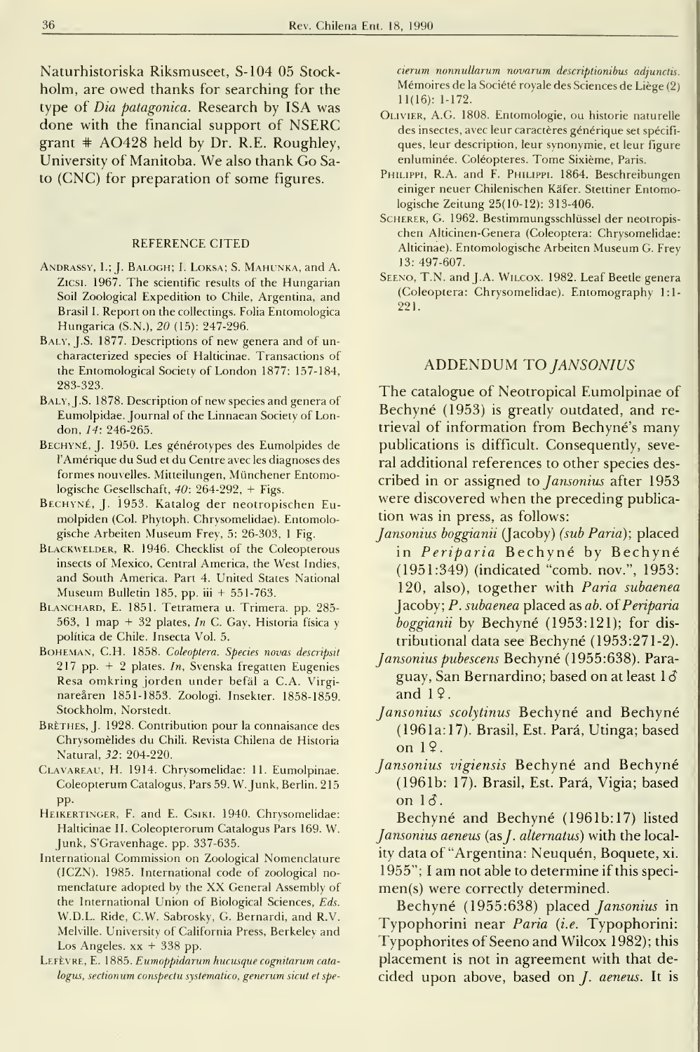Naturhistoriska Riksmuseet, S-104 05 Stockholm, are owed thanks for searching for the type of *Dia patagonica*. Research by ISA was done with the financial support of NSERC grant # AO428 held by Dr. R.E. Roughley, University of Manitoba. We also thank Go Sato (CNC) for preparation of some figures.

## REFERENCE CITED

ANDRASSY, I.; J. BALOGH; I. LOKSA; S. MAHUNKA, and A. ZICSI. 1967. The scientific results of the Hungarian Soil Zoological Expedition to Chile, Argentina, and Brasil I. Report on the collectings. Folia Entomologica Hungarica (S.N.), *20* (15): 247-296.

BALY, J.S. 1877. Descriptions of new genera and of uncharacterized species of Halticinae. Transactions of the Entomological Society of London 1877: 157-184, 283-323.

BALY, J.S. 1878. Description of new species and genera of Eumolpidae. Journal of the Linnaean Society of London, *14*: 246-265.

BECHYNÉ, J. 1950. Les générotypes des Eumolpides de l'Amérique du Sud et du Centre avec les diagnoses des formes nouvelles. Mitteilungen, Münchener Entomologische Gesellschaft, *40*: 264-292, + Figs.

BECHYNÉ, J. 1953. Katalog der neotropischen Eumolpiden (Col. Phytoph. Chrysomelidae). Entomologische Arbeiten Museum Frey, 5: 26-303, 1 Fig.

BLACKWELDER, R. 1946. Checklist of the Coleopterous insects of Mexico, Central America, the West Indies, and South America. Part 4. United States National Museum Bulletin 185, pp. iii + 551-763.

BLANCHARD, E. 1851. Tetramera u. Trimera. pp. 285-563, 1 map + 32 plates, *In* C. Gay, Historia física y política de Chile. Insecta Vol. 5.

BOHEMAN, C.H. 1858. *Coleoptera. Species novas descripsit* 217 pp. + 2 plates. *In*, Svenska fregatten Eugenies Resa omkring jorden under befäl a C.A. Virginareåren 1851-1853. Zoologi. Insekter. 1858-1859. Stockholm, Norstedt.

BRÈTHES, J. 1928. Contribution pour la connaisance des Chrysomèlides du Chili. Revista Chilena de Historia Natural, *32*: 204-220.

CLAVAREAU, H. 1914. Chrysomelidae: 11. Eumolpinae. Coleopterorum Catalogus, Pars 59. W. Junk, Berlin. 215 pp.

HEIKERTINGER, F. and E. CSIKI. 1940. Chrysomelidae: Halticinae II. Coleopterorum Catalogus Pars 169. W. Junk, S'Gravenhage. pp. 337-635.

International Commission on Zoological Nomenclature (ICZN). 1985. International code of zoological nomenclature adopted by the XX General Assembly of the International Union of Biological Sciences, *Eds.* W.D.L. Ride, C.W. Sabrosky, G. Bernardi, and R.V. Melville. University of California Press, Berkeley and Los Angeles. xx + 338 pp.

LEFÈVRE, E. 1885. *Eumoppidarum hucusque cognitarum catalogus, sectionum conspectu systematico, generum sicut et specierum nonnullarum novarum descriptionibus adjunctis.* Mémoires de la Société royale des Sciences de Liège (2) 11(16): 1-172.

OLIVIER, A.G. 1808. Entomologie, ou historie naturelle des insectes, avec leur caractères générique set spécifiques, leur description, leur synonymie, et leur figure enluminée. Coléopteres. Tome Sixième, Paris.

PHILIPPI, R.A. and F. PHILIPPI. 1864. Beschreibungen einiger neuer Chilenischen Käfer. Stettiner Entomologische Zeitung 25(10-12): 313-406.

SCHERER, G. 1962. Bestimmungsschlüssel der neotropischen Alticinen-Genera (Coleoptera: Chrysomelidae: Alticinae). Entomologische Arbeiten Museum G. Frey 13: 497-607.

SEENO, T.N. and J.A. WILCOX. 1982. Leaf Beetle genera (Coleoptera: Chrysomelidae). Entomography 1:1-221.

## ADDENDUM TO *JANSONIUS*

The catalogue of Neotropical Eumolpinae of Bechyné (1953) is greatly outdated, and retrieval of information from Bechyné's many publications is difficult. Consequently, several additional references to other species described in or assigned to *Jansonius* after 1953 were discovered when the preceding publication was in press, as follows:

*Jansonius boggianii* (Jacoby) *(sub Paria)*; placed in *Periparia* Bechyné by Bechyné (1951:349) (indicated "comb. nov.", 1953: 120, also), together with *Paria subaenea* Jacoby; *P. subaenea* placed as *ab.* of *Periparia boggianii* by Bechyné (1953:121); for distributional data see Bechyné (1953:271-2).

*Jansonius pubescens* Bechyné (1955:638). Paraguay, San Bernardino; based on at least 1♂ and 1♀.

*Jansonius scolytinus* Bechyné and Bechyné (1961a:17). Brasil, Est. Pará, Utinga; based on 1♀.

*Jansonius vigiensis* Bechyné and Bechyné (1961b: 17). Brasil, Est. Pará, Vigia; based on 1♂.

Bechyné and Bechyné (1961b:17) listed *Jansonius aeneus* (as *J. alternatus*) with the locality data of "Argentina: Neuquén, Boquete, xi. 1955"; I am not able to determine if this specimen(s) were correctly determined.

Bechyné (1955:638) placed *Jansonius* in Typophorini near *Paria* (*i.e.* Typophorini: Typophorites of Seeno and Wilcox 1982); this placement is not in agreement with that decided upon above, based on *J. aeneus*. It is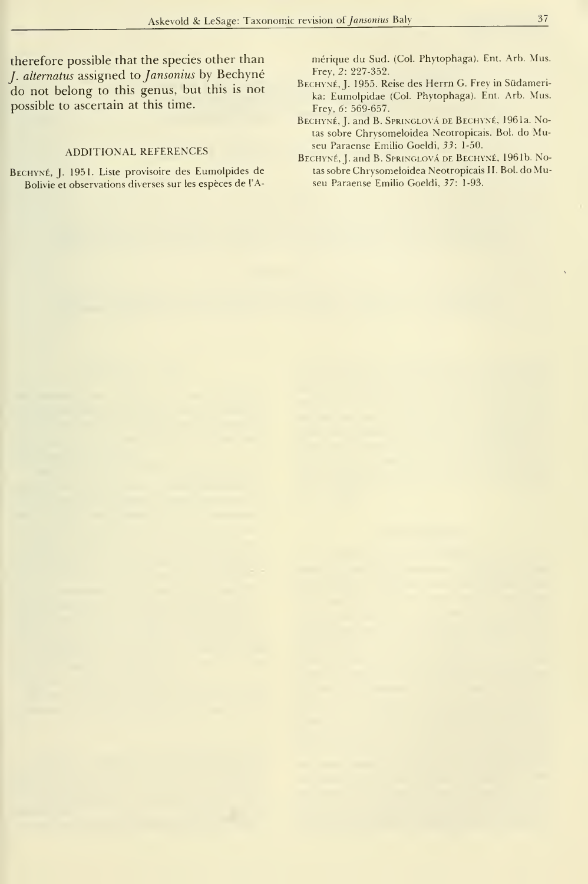therefore possible that the species other than *J. alternatus* assigned to *Jansonius* by Bechyné do not belong to this genus, but this is not possible to ascertain at this time.

## ADDITIONAL REFERENCES

Bechyné, J. 1951. Liste provisoire des Eumolpides de Bolivie et observations diverses sur les espèces de l'Amérique du Sud. (Col. Phytophaga). Ent. Arb. Mus. Frey, *2*: 227-352.

Bechyné, J. 1955. Reise des Herrn G. Frey in Südamerika: Eumolpidae (Col. Phytophaga). Ent. Arb. Mus. Frey, *6*: 569-657.

Bechyné, J. and B. Springlová de Bechyné, 1961a. Notas sobre Chrysomeloidea Neotropicais. Bol. do Museu Paraense Emilio Goeldi, *33*: 1-50.

Bechyné, J. and B. Springlová de Bechyné, 1961b. Notas sobre Chrysomeloidea Neotropicais II. Bol. do Museu Paraense Emilio Goeldi, *37*: 1-93.